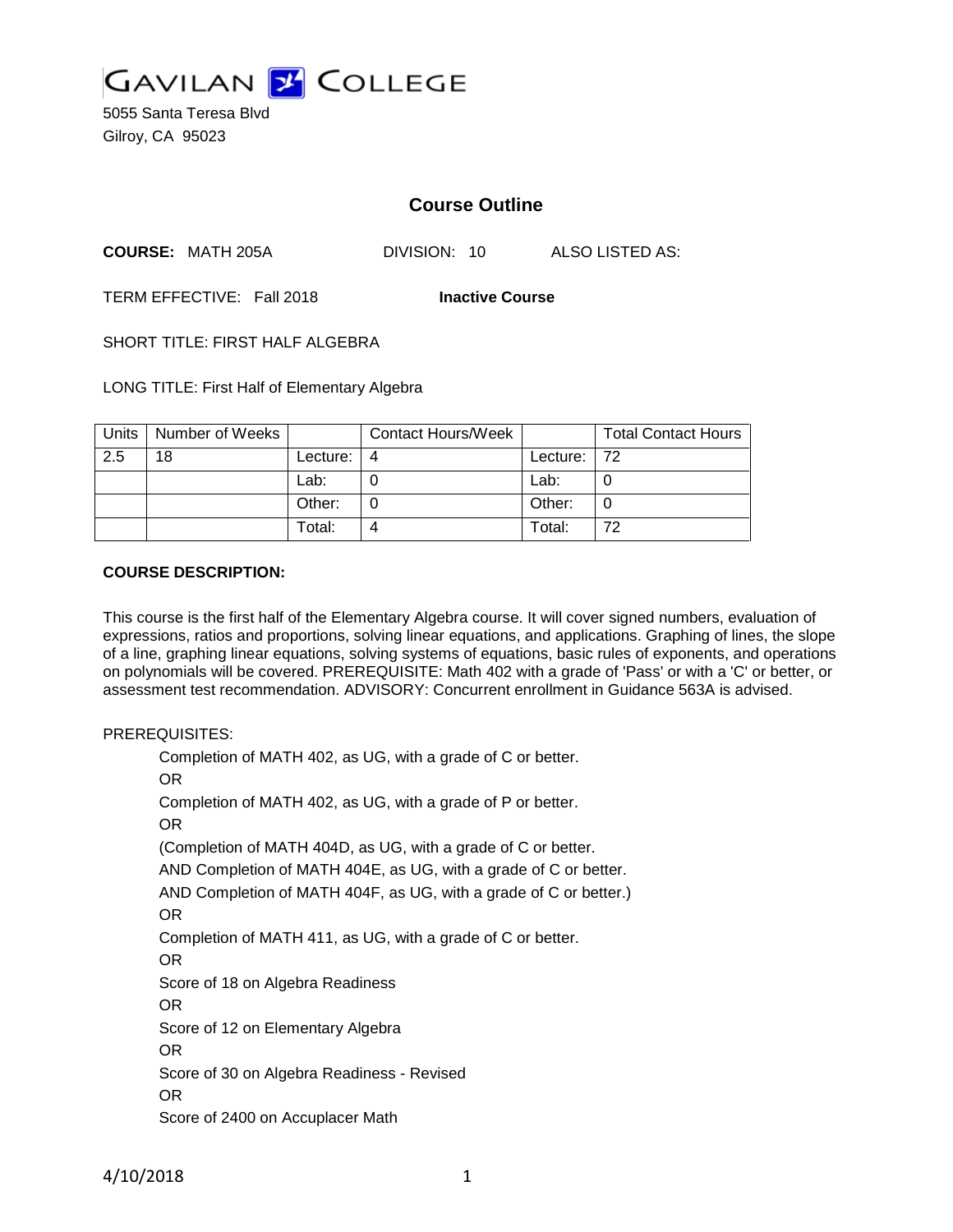# GAVILAN COLLEGE

5055 Santa Teresa Blvd
Gilroy, CA 95023

## Course Outline

**COURSE:** MATH 205A DIVISION: 10 ALSO LISTED AS:

TERM EFFECTIVE: Fall 2018 **Inactive Course**

SHORT TITLE: FIRST HALF ALGEBRA

LONG TITLE: First Half of Elementary Algebra

| Units | Number of Weeks | | Contact Hours/Week | | Total Contact Hours |
|---|---|---|---|---|---|
| 2.5 | 18 | Lecture: | 4 | Lecture: | 72 |
| | | Lab: | 0 | Lab: | 0 |
| | | Other: | 0 | Other: | 0 |
| | | Total: | 4 | Total: | 72 |

**COURSE DESCRIPTION:**

This course is the first half of the Elementary Algebra course. It will cover signed numbers, evaluation of expressions, ratios and proportions, solving linear equations, and applications. Graphing of lines, the slope of a line, graphing linear equations, solving systems of equations, basic rules of exponents, and operations on polynomials will be covered. PREREQUISITE: Math 402 with a grade of 'Pass' or with a 'C' or better, or assessment test recommendation. ADVISORY: Concurrent enrollment in Guidance 563A is advised.

PREREQUISITES:

Completion of MATH 402, as UG, with a grade of C or better.
OR
Completion of MATH 402, as UG, with a grade of P or better.
OR
(Completion of MATH 404D, as UG, with a grade of C or better.
AND Completion of MATH 404E, as UG, with a grade of C or better.
AND Completion of MATH 404F, as UG, with a grade of C or better.)
OR
Completion of MATH 411, as UG, with a grade of C or better.
OR
Score of 18 on Algebra Readiness
OR
Score of 12 on Elementary Algebra
OR
Score of 30 on Algebra Readiness - Revised
OR
Score of 2400 on Accuplacer Math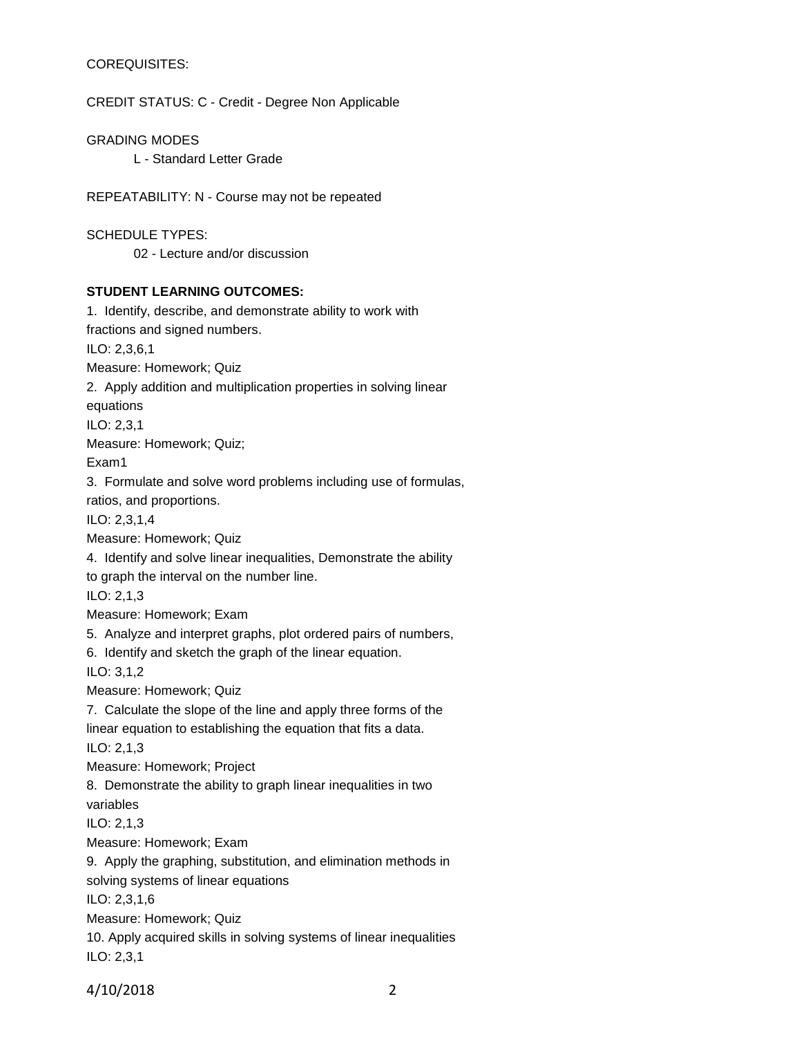COREQUISITES:

CREDIT STATUS: C - Credit - Degree Non Applicable

GRADING MODES

L - Standard Letter Grade

REPEATABILITY: N - Course may not be repeated

SCHEDULE TYPES:

02 - Lecture and/or discussion

**STUDENT LEARNING OUTCOMES:**

1. Identify, describe, and demonstrate ability to work with fractions and signed numbers.
ILO: 2,3,6,1
Measure: Homework; Quiz
2. Apply addition and multiplication properties in solving linear equations
ILO: 2,3,1
Measure: Homework; Quiz;
Exam1
3. Formulate and solve word problems including use of formulas, ratios, and proportions.
ILO: 2,3,1,4
Measure: Homework; Quiz
4. Identify and solve linear inequalities, Demonstrate the ability to graph the interval on the number line.
ILO: 2,1,3
Measure: Homework; Exam
5. Analyze and interpret graphs, plot ordered pairs of numbers,
6. Identify and sketch the graph of the linear equation.
ILO: 3,1,2
Measure: Homework; Quiz
7. Calculate the slope of the line and apply three forms of the linear equation to establishing the equation that fits a data.
ILO: 2,1,3
Measure: Homework; Project
8. Demonstrate the ability to graph linear inequalities in two variables
ILO: 2,1,3
Measure: Homework; Exam
9. Apply the graphing, substitution, and elimination methods in solving systems of linear equations
ILO: 2,3,1,6
Measure: Homework; Quiz
10. Apply acquired skills in solving systems of linear inequalities
ILO: 2,3,1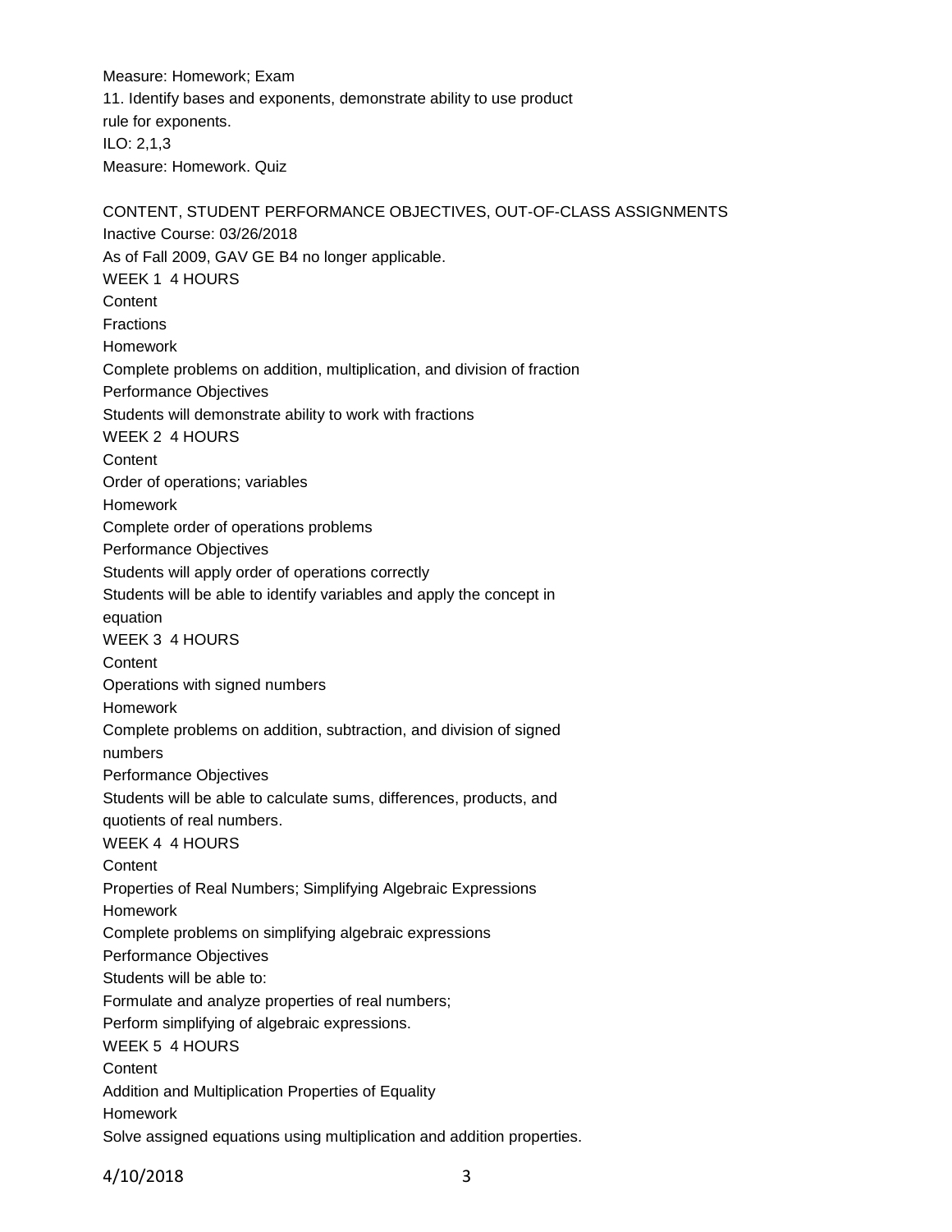Measure: Homework; Exam

11. Identify bases and exponents, demonstrate ability to use product rule for exponents.

ILO: 2,1,3

Measure: Homework. Quiz

## CONTENT, STUDENT PERFORMANCE OBJECTIVES, OUT-OF-CLASS ASSIGNMENTS

Inactive Course: 03/26/2018

As of Fall 2009, GAV GE B4 no longer applicable.

### WEEK 1 4 HOURS

Content

Fractions

Homework

Complete problems on addition, multiplication, and division of fraction

Performance Objectives

Students will demonstrate ability to work with fractions

### WEEK 2 4 HOURS

Content

Order of operations; variables

Homework

Complete order of operations problems

Performance Objectives

Students will apply order of operations correctly

Students will be able to identify variables and apply the concept in equation

### WEEK 3 4 HOURS

Content

Operations with signed numbers

Homework

Complete problems on addition, subtraction, and division of signed numbers

Performance Objectives

Students will be able to calculate sums, differences, products, and quotients of real numbers.

### WEEK 4 4 HOURS

Content

Properties of Real Numbers; Simplifying Algebraic Expressions

Homework

Complete problems on simplifying algebraic expressions

Performance Objectives

Students will be able to:

Formulate and analyze properties of real numbers;

Perform simplifying of algebraic expressions.

### WEEK 5 4 HOURS

Content

Addition and Multiplication Properties of Equality

Homework

Solve assigned equations using multiplication and addition properties.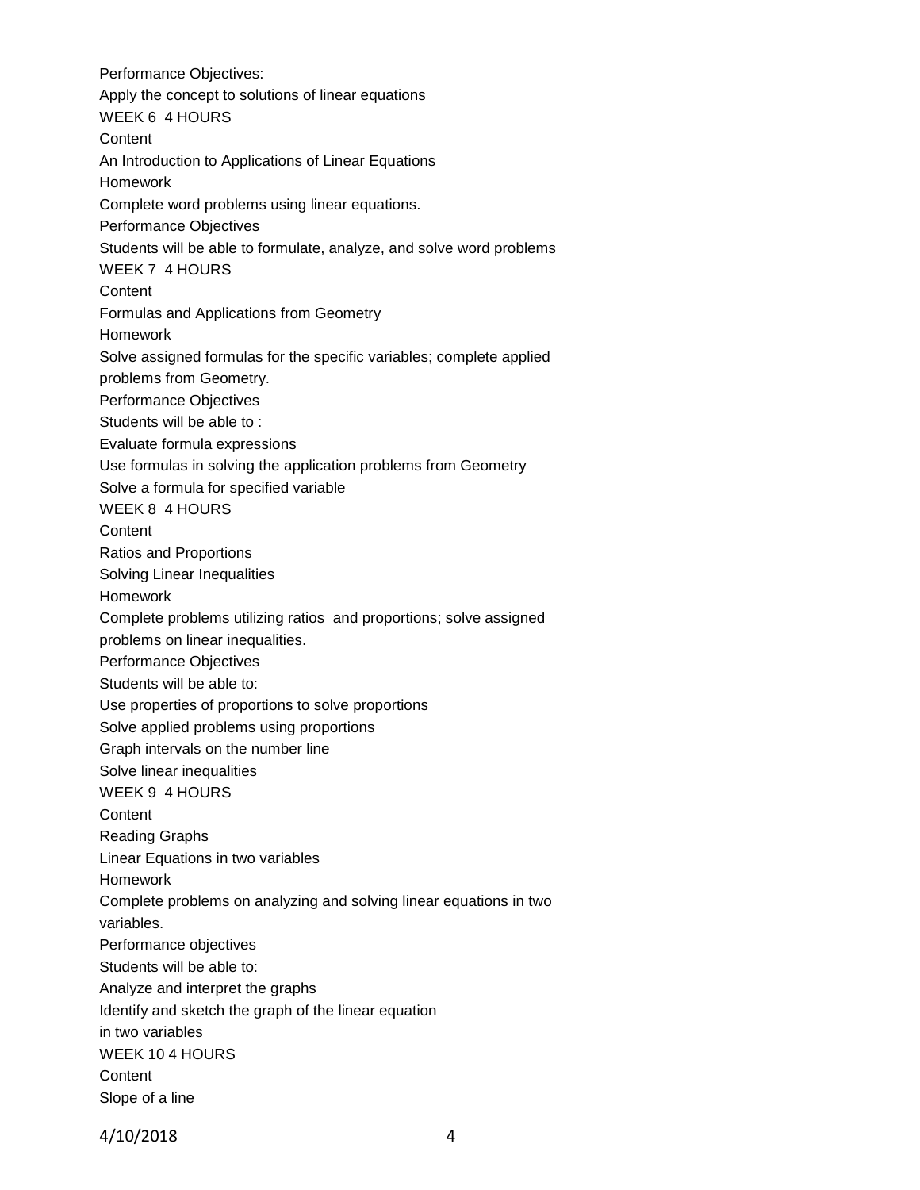Performance Objectives:

Apply the concept to solutions of linear equations

WEEK 6 4 HOURS

Content

An Introduction to Applications of Linear Equations

Homework

Complete word problems using linear equations.

Performance Objectives

Students will be able to formulate, analyze, and solve word problems

WEEK 7 4 HOURS

Content

Formulas and Applications from Geometry

Homework

Solve assigned formulas for the specific variables; complete applied problems from Geometry.

Performance Objectives

Students will be able to :

Evaluate formula expressions

Use formulas in solving the application problems from Geometry

Solve a formula for specified variable

WEEK 8 4 HOURS

Content

Ratios and Proportions

Solving Linear Inequalities

Homework

Complete problems utilizing ratios and proportions; solve assigned problems on linear inequalities.

Performance Objectives

Students will be able to:

Use properties of proportions to solve proportions

Solve applied problems using proportions

Graph intervals on the number line

Solve linear inequalities

WEEK 9 4 HOURS

Content

Reading Graphs

Linear Equations in two variables

Homework

Complete problems on analyzing and solving linear equations in two variables.

Performance objectives

Students will be able to:

Analyze and interpret the graphs

Identify and sketch the graph of the linear equation in two variables

WEEK 10 4 HOURS

Content

Slope of a line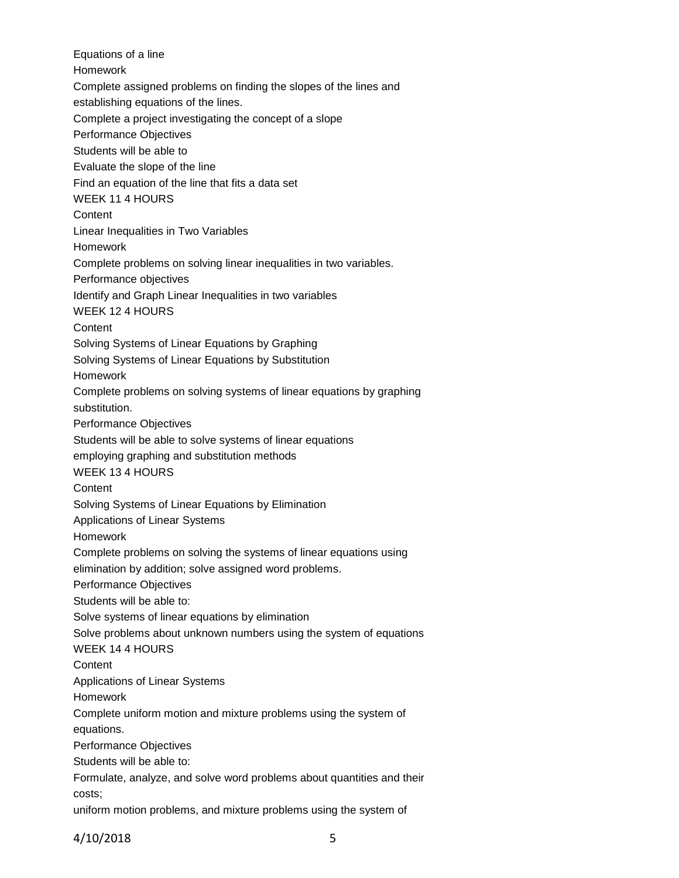Equations of a line

Homework

Complete assigned problems on finding the slopes of the lines and establishing equations of the lines.

Complete a project investigating the concept of a slope

Performance Objectives

Students will be able to

Evaluate the slope of the line

Find an equation of the line that fits a data set

WEEK 11 4 HOURS

Content

Linear Inequalities in Two Variables

Homework

Complete problems on solving linear inequalities in two variables.

Performance objectives

Identify and Graph Linear Inequalities in two variables

WEEK 12 4 HOURS

Content

Solving Systems of Linear Equations by Graphing

Solving Systems of Linear Equations by Substitution

Homework

Complete problems on solving systems of linear equations by graphing substitution.

Performance Objectives

Students will be able to solve systems of linear equations employing graphing and substitution methods

WEEK 13 4 HOURS

Content

Solving Systems of Linear Equations by Elimination

Applications of Linear Systems

Homework

Complete problems on solving the systems of linear equations using elimination by addition; solve assigned word problems.

Performance Objectives

Students will be able to:

Solve systems of linear equations by elimination

Solve problems about unknown numbers using the system of equations

WEEK 14 4 HOURS

Content

Applications of Linear Systems

Homework

Complete uniform motion and mixture problems using the system of equations.

Performance Objectives

Students will be able to:

Formulate, analyze, and solve word problems about quantities and their costs;

uniform motion problems, and mixture problems using the system of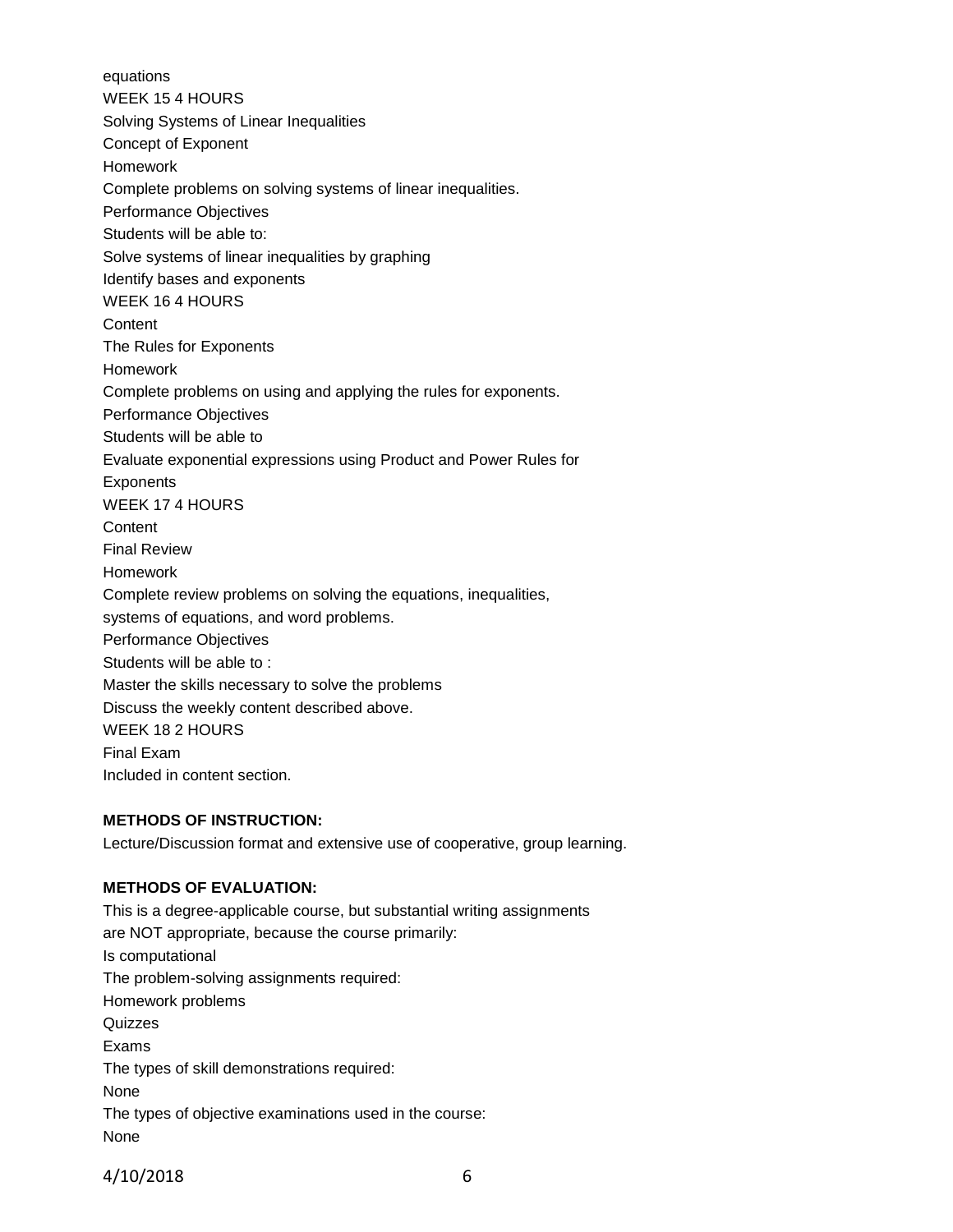equations

WEEK 15 4 HOURS

Solving Systems of Linear Inequalities

Concept of Exponent

Homework

Complete problems on solving systems of linear inequalities.

Performance Objectives

Students will be able to:

Solve systems of linear inequalities by graphing

Identify bases and exponents

WEEK 16 4 HOURS

Content

The Rules for Exponents

Homework

Complete problems on using and applying the rules for exponents.

Performance Objectives

Students will be able to

Evaluate exponential expressions using Product and Power Rules for Exponents

WEEK 17 4 HOURS

Content

Final Review

Homework

Complete review problems on solving the equations, inequalities, systems of equations, and word problems.

Performance Objectives

Students will be able to :

Master the skills necessary to solve the problems

Discuss the weekly content described above.

WEEK 18 2 HOURS

Final Exam

Included in content section.

**METHODS OF INSTRUCTION:**

Lecture/Discussion format and extensive use of cooperative, group learning.

**METHODS OF EVALUATION:**

This is a degree-applicable course, but substantial writing assignments are NOT appropriate, because the course primarily:

Is computational

The problem-solving assignments required:

Homework problems

Quizzes

Exams

The types of skill demonstrations required:

None

The types of objective examinations used in the course:

None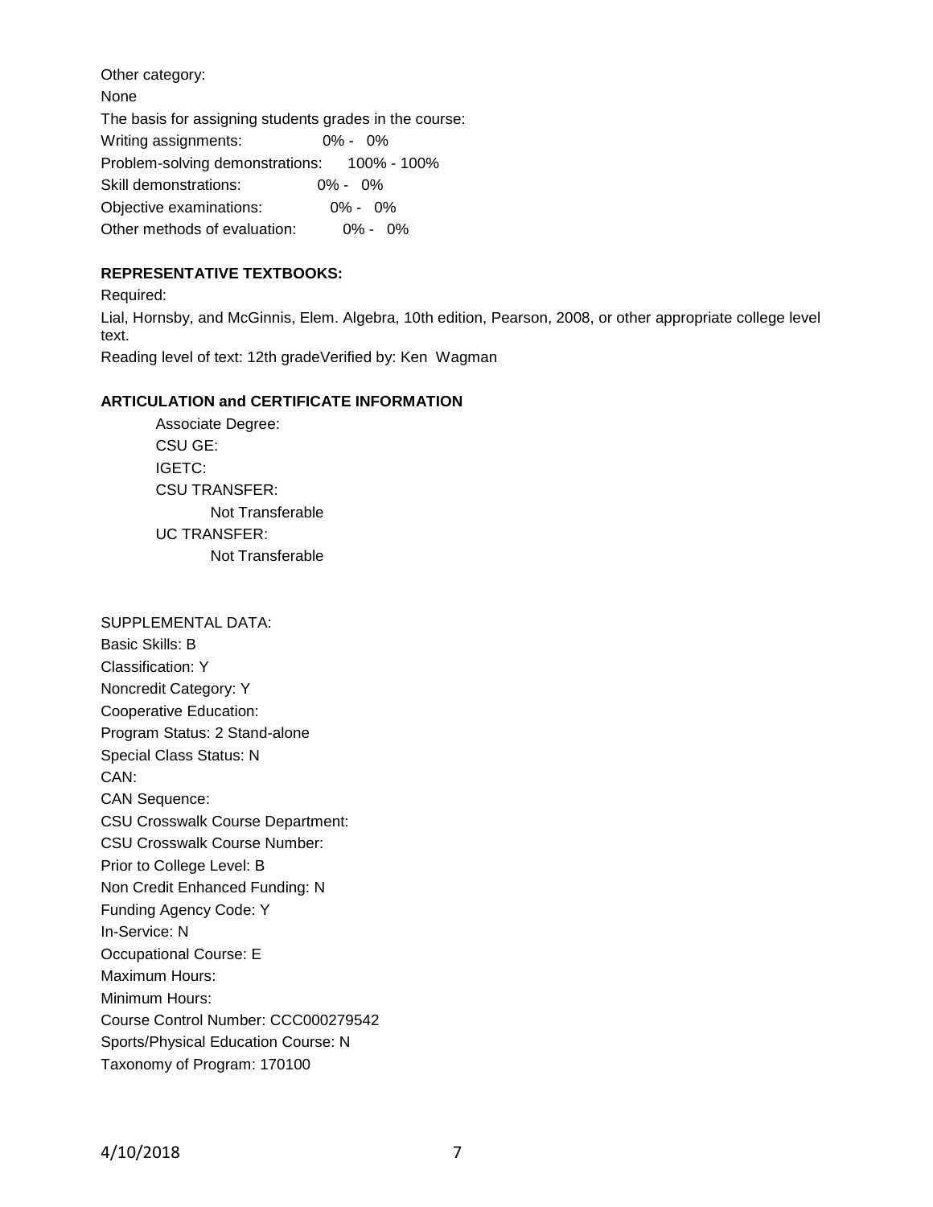Other category:
None

The basis for assigning students grades in the course:

Writing assignments: 0% - 0%
Problem-solving demonstrations: 100% - 100%
Skill demonstrations: 0% - 0%
Objective examinations: 0% - 0%
Other methods of evaluation: 0% - 0%

**REPRESENTATIVE TEXTBOOKS:**

Required:

Lial, Hornsby, and McGinnis, Elem. Algebra, 10th edition, Pearson, 2008, or other appropriate college level text.

Reading level of text: 12th gradeVerified by: Ken Wagman

**ARTICULATION and CERTIFICATE INFORMATION**

Associate Degree:
CSU GE:
IGETC:
CSU TRANSFER:
Not Transferable
UC TRANSFER:
Not Transferable

SUPPLEMENTAL DATA:
Basic Skills: B
Classification: Y
Noncredit Category: Y
Cooperative Education:
Program Status: 2 Stand-alone
Special Class Status: N
CAN:
CAN Sequence:
CSU Crosswalk Course Department:
CSU Crosswalk Course Number:
Prior to College Level: B
Non Credit Enhanced Funding: N
Funding Agency Code: Y
In-Service: N
Occupational Course: E
Maximum Hours:
Minimum Hours:
Course Control Number: CCC000279542
Sports/Physical Education Course: N
Taxonomy of Program: 170100